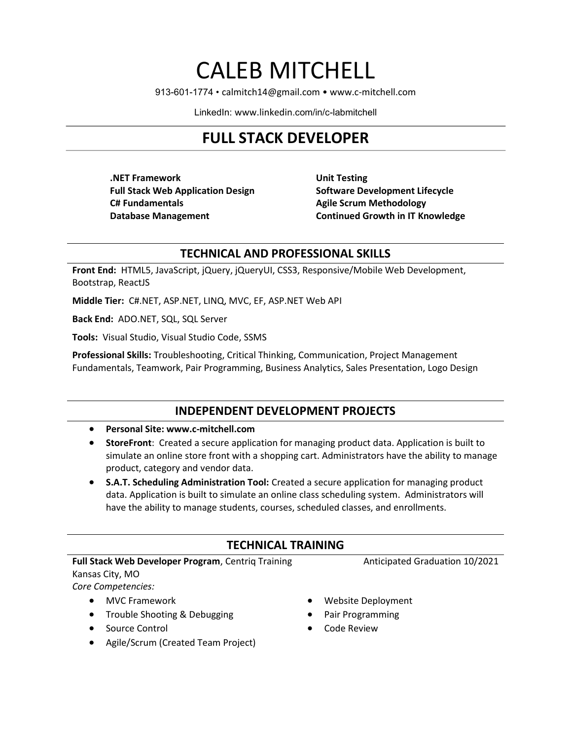# CALEB MITCHELL

913-601-1774 • calmitch14@gmail.com • www.c-mitchell.com

LinkedIn: www.linkedin.com/in/c-labmitchell

## FULL STACK DEVELOPER

**.NET Framework**
**Full Stack Web Application Design**
**C# Fundamentals**
**Database Management**
**Unit Testing**
**Software Development Lifecycle**
**Agile Scrum Methodology**
**Continued Growth in IT Knowledge**

## TECHNICAL AND PROFESSIONAL SKILLS

**Front End:** HTML5, JavaScript, jQuery, jQueryUI, CSS3, Responsive/Mobile Web Development, Bootstrap, ReactJS

**Middle Tier:** C#.NET, ASP.NET, LINQ, MVC, EF, ASP.NET Web API

**Back End:** ADO.NET, SQL, SQL Server

**Tools:** Visual Studio, Visual Studio Code, SSMS

**Professional Skills:** Troubleshooting, Critical Thinking, Communication, Project Management Fundamentals, Teamwork, Pair Programming, Business Analytics, Sales Presentation, Logo Design

## INDEPENDENT DEVELOPMENT PROJECTS

- **Personal Site: www.c-mitchell.com**
- **StoreFront**: Created a secure application for managing product data. Application is built to simulate an online store front with a shopping cart. Administrators have the ability to manage product, category and vendor data.
- **S.A.T. Scheduling Administration Tool:** Created a secure application for managing product data. Application is built to simulate an online class scheduling system. Administrators will have the ability to manage students, courses, scheduled classes, and enrollments.

## TECHNICAL TRAINING

**Full Stack Web Developer Program**, Centriq Training — Anticipated Graduation 10/2021
Kansas City, MO
*Core Competencies:*

- MVC Framework
- Trouble Shooting & Debugging
- Source Control
- Agile/Scrum (Created Team Project)
- Website Deployment
- Pair Programming
- Code Review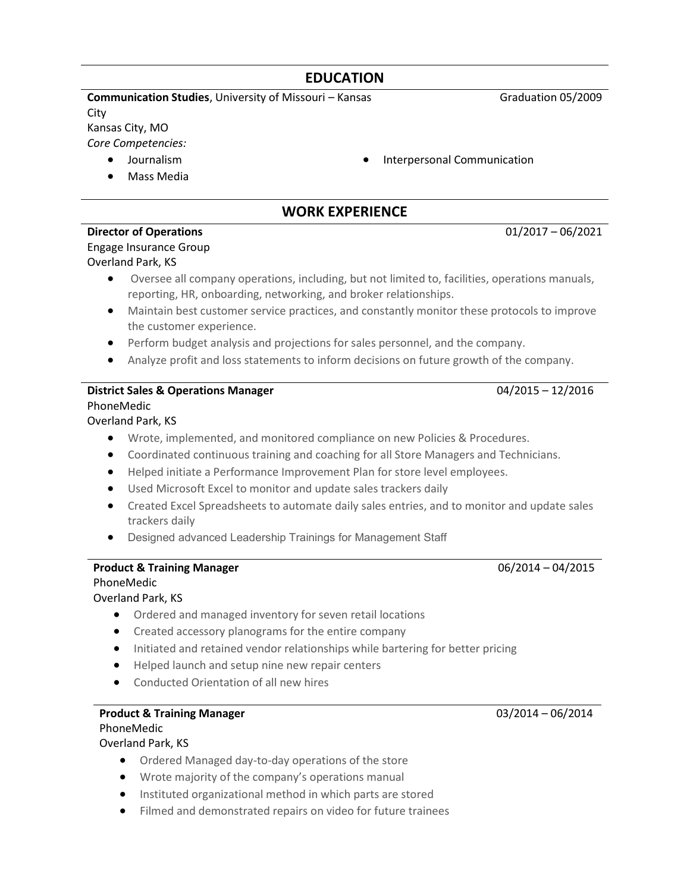## EDUCATION

**Communication Studies**, University of Missouri – Kansas City — Graduation 05/2009

Kansas City, MO

*Core Competencies:*

- Journalism
- Mass Media
- Interpersonal Communication

## WORK EXPERIENCE

**Director of Operations** — 01/2017 – 06/2021

Engage Insurance Group

Overland Park, KS

- Oversee all company operations, including, but not limited to, facilities, operations manuals, reporting, HR, onboarding, networking, and broker relationships.
- Maintain best customer service practices, and constantly monitor these protocols to improve the customer experience.
- Perform budget analysis and projections for sales personnel, and the company.
- Analyze profit and loss statements to inform decisions on future growth of the company.

**District Sales & Operations Manager** — 04/2015 – 12/2016

PhoneMedic

Overland Park, KS

- Wrote, implemented, and monitored compliance on new Policies & Procedures.
- Coordinated continuous training and coaching for all Store Managers and Technicians.
- Helped initiate a Performance Improvement Plan for store level employees.
- Used Microsoft Excel to monitor and update sales trackers daily
- Created Excel Spreadsheets to automate daily sales entries, and to monitor and update sales trackers daily
- Designed advanced Leadership Trainings for Management Staff

**Product & Training Manager** — 06/2014 – 04/2015

PhoneMedic

Overland Park, KS

- Ordered and managed inventory for seven retail locations
- Created accessory planograms for the entire company
- Initiated and retained vendor relationships while bartering for better pricing
- Helped launch and setup nine new repair centers
- Conducted Orientation of all new hires

**Product & Training Manager** — 03/2014 – 06/2014

PhoneMedic

Overland Park, KS

- Ordered Managed day-to-day operations of the store
- Wrote majority of the company's operations manual
- Instituted organizational method in which parts are stored
- Filmed and demonstrated repairs on video for future trainees